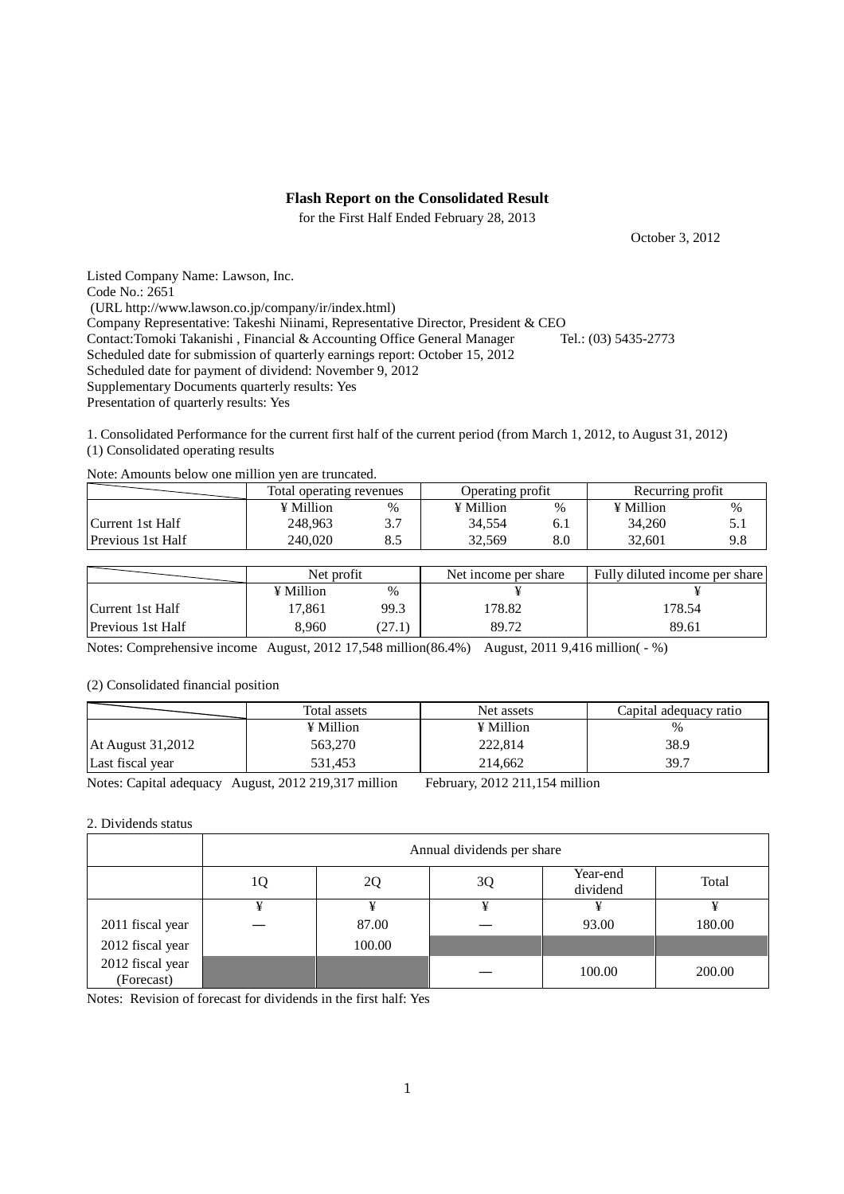**Flash Report on the Consolidated Result**

for the First Half Ended February 28, 2013

October 3, 2012

Listed Company Name: Lawson, Inc.
Code No.: 2651
(URL http://www.lawson.co.jp/company/ir/index.html)
Company Representative: Takeshi Niinami, Representative Director, President & CEO
Contact:Tomoki Takanishi , Financial & Accounting Office General Manager Tel.: (03) 5435-2773
Scheduled date for submission of quarterly earnings report: October 15, 2012
Scheduled date for payment of dividend: November 9, 2012
Supplementary Documents quarterly results: Yes
Presentation of quarterly results: Yes

1. Consolidated Performance for the current first half of the current period (from March 1, 2012, to August 31, 2012)
(1) Consolidated operating results

Note: Amounts below one million yen are truncated.

| | Total operating revenues | | Operating profit | | Recurring profit | |
|---|---|---|---|---|---|---|
| | ¥ Million | % | ¥ Million | % | ¥ Million | % |
| Current 1st Half | 248,963 | 3.7 | 34,554 | 6.1 | 34,260 | 5.1 |
| Previous 1st Half | 240,020 | 8.5 | 32,569 | 8.0 | 32,601 | 9.8 |

| | Net profit | | Net income per share | Fully diluted income per share |
|---|---|---|---|---|
| | ¥ Million | % | ¥ | ¥ |
| Current 1st Half | 17,861 | 99.3 | 178.82 | 178.54 |
| Previous 1st Half | 8,960 | (27.1) | 89.72 | 89.61 |

Notes: Comprehensive income August, 2012 17,548 million(86.4%) August, 2011 9,416 million( - %)

(2) Consolidated financial position

| | Total assets | Net assets | Capital adequacy ratio |
|---|---|---|---|
| | ¥ Million | ¥ Million | % |
| At August 31,2012 | 563,270 | 222,814 | 38.9 |
| Last fiscal year | 531,453 | 214,662 | 39.7 |

Notes: Capital adequacy August, 2012 219,317 million February, 2012 211,154 million

2. Dividends status

| | Annual dividends per share | | | | |
|---|---|---|---|---|---|
| | 1Q | 2Q | 3Q | Year-end dividend | Total |
| | ¥ | ¥ | ¥ | ¥ | ¥ |
| 2011 fiscal year | — | 87.00 | — | 93.00 | 180.00 |
| 2012 fiscal year | | 100.00 | | | |
| 2012 fiscal year (Forecast) | | | — | 100.00 | 200.00 |

Notes: Revision of forecast for dividends in the first half: Yes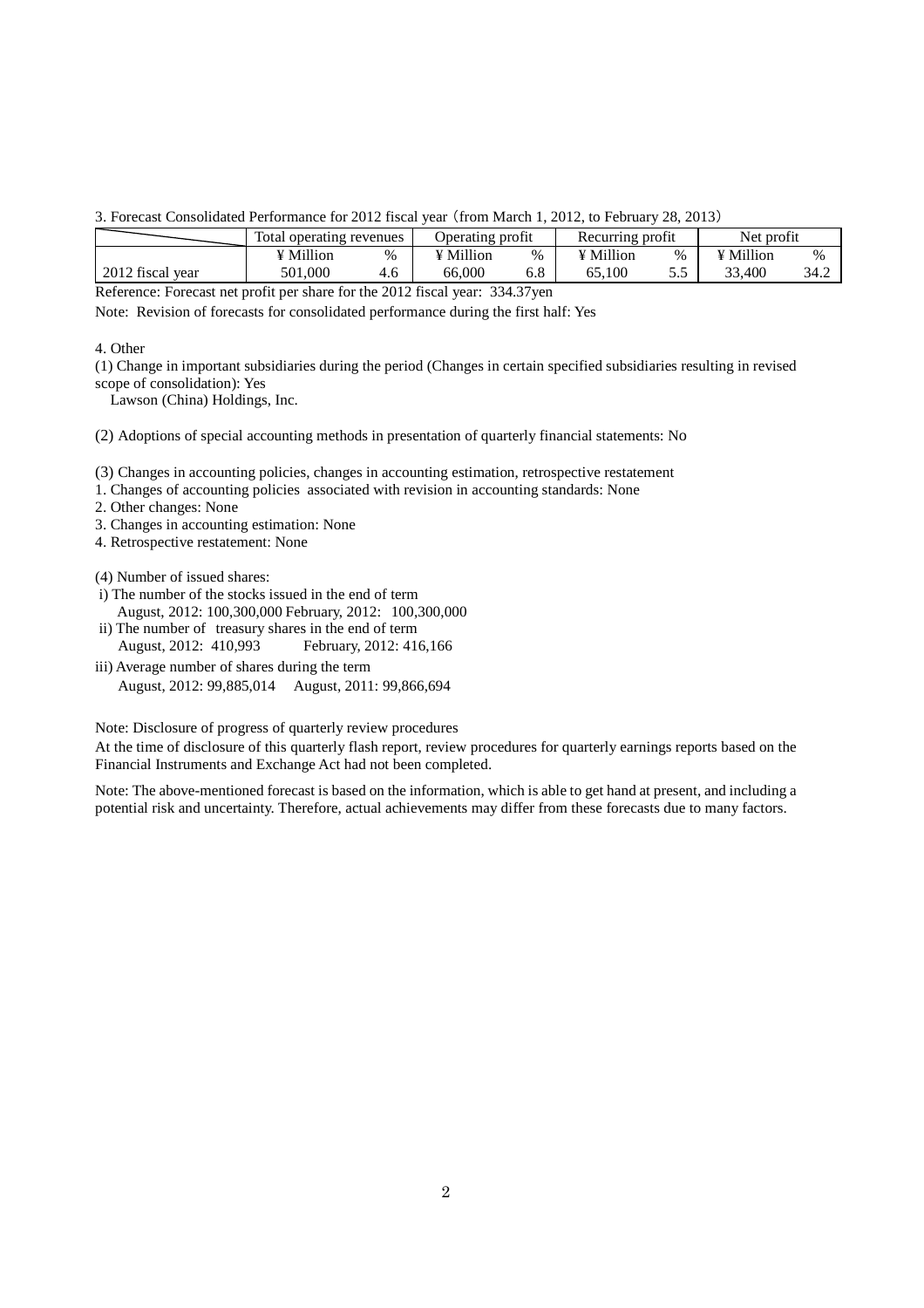3. Forecast Consolidated Performance for 2012 fiscal year (from March 1, 2012, to February 28, 2013)

| | Total operating revenues | | Operating profit | | Recurring profit | | Net profit | |
|---|---|---|---|---|---|---|---|---|
| | ¥ Million | % | ¥ Million | % | ¥ Million | % | ¥ Million | % |
| 2012 fiscal year | 501,000 | 4.6 | 66,000 | 6.8 | 65,100 | 5.5 | 33,400 | 34.2 |

Reference: Forecast net profit per share for the 2012 fiscal year: 334.37yen

Note: Revision of forecasts for consolidated performance during the first half: Yes

4. Other

(1) Change in important subsidiaries during the period (Changes in certain specified subsidiaries resulting in revised scope of consolidation): Yes

Lawson (China) Holdings, Inc.

(2) Adoptions of special accounting methods in presentation of quarterly financial statements: No

(3) Changes in accounting policies, changes in accounting estimation, retrospective restatement

1. Changes of accounting policies associated with revision in accounting standards: None
2. Other changes: None
3. Changes in accounting estimation: None
4. Retrospective restatement: None

(4) Number of issued shares:

i) The number of the stocks issued in the end of term
   August, 2012: 100,300,000 February, 2012: 100,300,000

ii) The number of treasury shares in the end of term
   August, 2012: 410,993 February, 2012: 416,166

iii) Average number of shares during the term
   August, 2012: 99,885,014 August, 2011: 99,866,694

Note: Disclosure of progress of quarterly review procedures

At the time of disclosure of this quarterly flash report, review procedures for quarterly earnings reports based on the Financial Instruments and Exchange Act had not been completed.

Note: The above-mentioned forecast is based on the information, which is able to get hand at present, and including a potential risk and uncertainty. Therefore, actual achievements may differ from these forecasts due to many factors.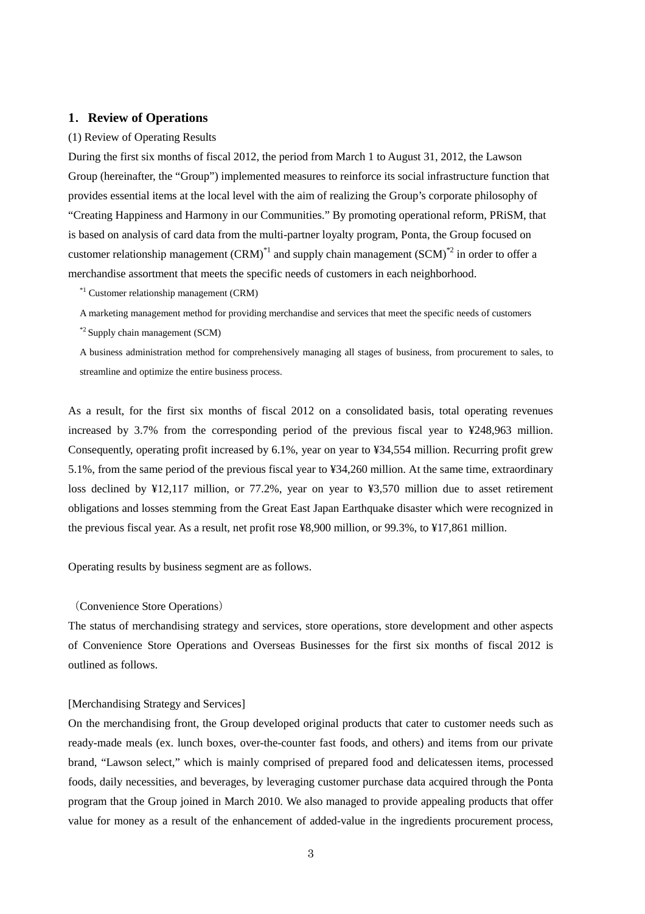## 1. Review of Operations

(1) Review of Operating Results

During the first six months of fiscal 2012, the period from March 1 to August 31, 2012, the Lawson Group (hereinafter, the "Group") implemented measures to reinforce its social infrastructure function that provides essential items at the local level with the aim of realizing the Group's corporate philosophy of "Creating Happiness and Harmony in our Communities." By promoting operational reform, PRiSM, that is based on analysis of card data from the multi-partner loyalty program, Ponta, the Group focused on customer relationship management (CRM)[*1] and supply chain management (SCM)[*2] in order to offer a merchandise assortment that meets the specific needs of customers in each neighborhood.

[*1] Customer relationship management (CRM)

A marketing management method for providing merchandise and services that meet the specific needs of customers

[*2] Supply chain management (SCM)

A business administration method for comprehensively managing all stages of business, from procurement to sales, to streamline and optimize the entire business process.

As a result, for the first six months of fiscal 2012 on a consolidated basis, total operating revenues increased by 3.7% from the corresponding period of the previous fiscal year to ¥248,963 million. Consequently, operating profit increased by 6.1%, year on year to ¥34,554 million. Recurring profit grew 5.1%, from the same period of the previous fiscal year to ¥34,260 million. At the same time, extraordinary loss declined by ¥12,117 million, or 77.2%, year on year to ¥3,570 million due to asset retirement obligations and losses stemming from the Great East Japan Earthquake disaster which were recognized in the previous fiscal year. As a result, net profit rose ¥8,900 million, or 99.3%, to ¥17,861 million.

Operating results by business segment are as follows.

(Convenience Store Operations)

The status of merchandising strategy and services, store operations, store development and other aspects of Convenience Store Operations and Overseas Businesses for the first six months of fiscal 2012 is outlined as follows.

[Merchandising Strategy and Services]

On the merchandising front, the Group developed original products that cater to customer needs such as ready-made meals (ex. lunch boxes, over-the-counter fast foods, and others) and items from our private brand, "Lawson select," which is mainly comprised of prepared food and delicatessen items, processed foods, daily necessities, and beverages, by leveraging customer purchase data acquired through the Ponta program that the Group joined in March 2010. We also managed to provide appealing products that offer value for money as a result of the enhancement of added-value in the ingredients procurement process,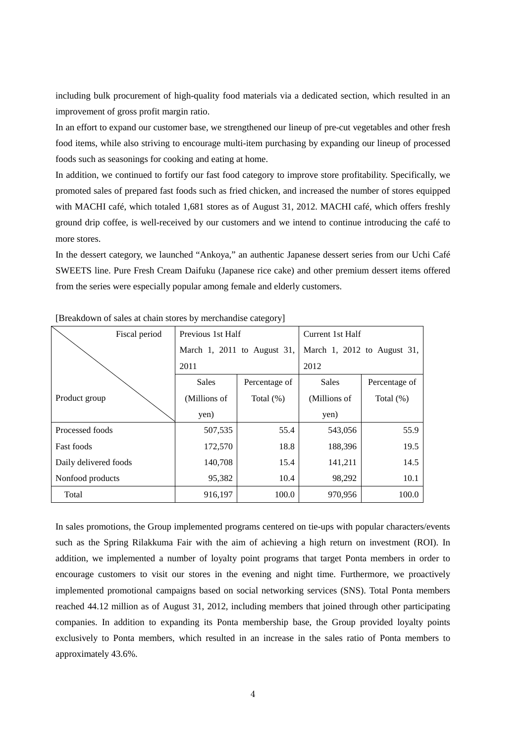including bulk procurement of high-quality food materials via a dedicated section, which resulted in an improvement of gross profit margin ratio.

In an effort to expand our customer base, we strengthened our lineup of pre-cut vegetables and other fresh food items, while also striving to encourage multi-item purchasing by expanding our lineup of processed foods such as seasonings for cooking and eating at home.

In addition, we continued to fortify our fast food category to improve store profitability. Specifically, we promoted sales of prepared fast foods such as fried chicken, and increased the number of stores equipped with MACHI café, which totaled 1,681 stores as of August 31, 2012. MACHI café, which offers freshly ground drip coffee, is well-received by our customers and we intend to continue introducing the café to more stores.

In the dessert category, we launched "Ankoya," an authentic Japanese dessert series from our Uchi Café SWEETS line. Pure Fresh Cream Daifuku (Japanese rice cake) and other premium dessert items offered from the series were especially popular among female and elderly customers.

[Breakdown of sales at chain stores by merchandise category]

| Fiscal period / Product group | Previous 1st Half March 1, 2011 to August 31, 2011 | | Current 1st Half March 1, 2012 to August 31, 2012 | |
|---|---|---|---|---|
| | Sales (Millions of yen) | Percentage of Total (%) | Sales (Millions of yen) | Percentage of Total (%) |
| Processed foods | 507,535 | 55.4 | 543,056 | 55.9 |
| Fast foods | 172,570 | 18.8 | 188,396 | 19.5 |
| Daily delivered foods | 140,708 | 15.4 | 141,211 | 14.5 |
| Nonfood products | 95,382 | 10.4 | 98,292 | 10.1 |
| Total | 916,197 | 100.0 | 970,956 | 100.0 |

In sales promotions, the Group implemented programs centered on tie-ups with popular characters/events such as the Spring Rilakkuma Fair with the aim of achieving a high return on investment (ROI). In addition, we implemented a number of loyalty point programs that target Ponta members in order to encourage customers to visit our stores in the evening and night time. Furthermore, we proactively implemented promotional campaigns based on social networking services (SNS). Total Ponta members reached 44.12 million as of August 31, 2012, including members that joined through other participating companies. In addition to expanding its Ponta membership base, the Group provided loyalty points exclusively to Ponta members, which resulted in an increase in the sales ratio of Ponta members to approximately 43.6%.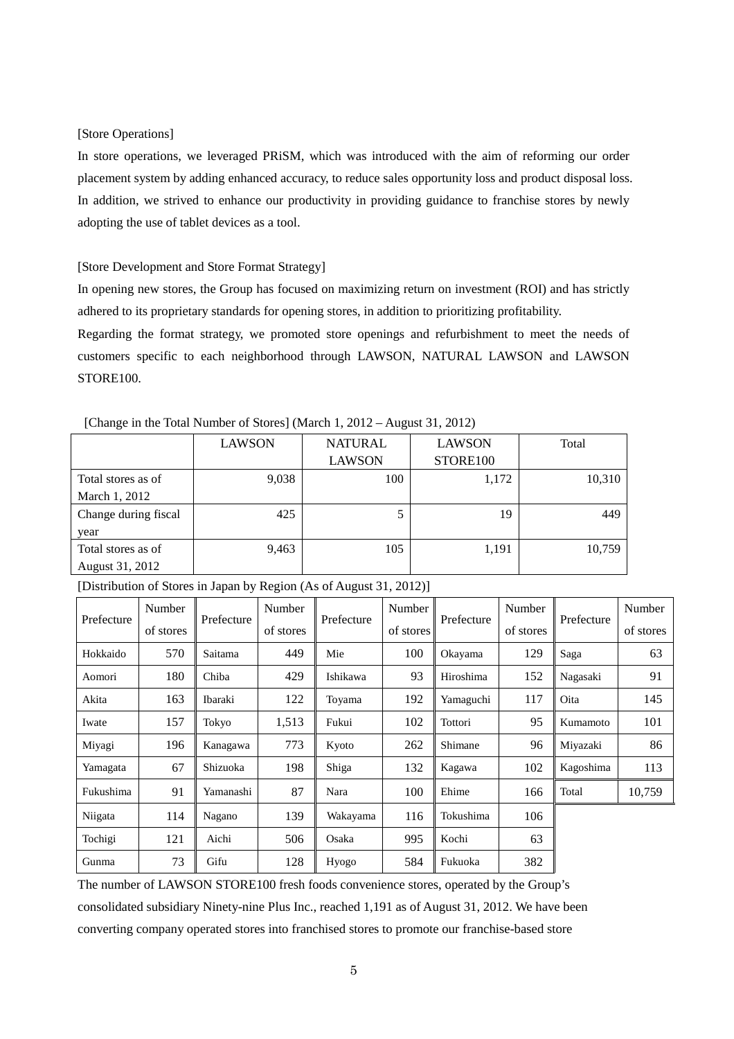[Store Operations]

In store operations, we leveraged PRiSM, which was introduced with the aim of reforming our order placement system by adding enhanced accuracy, to reduce sales opportunity loss and product disposal loss. In addition, we strived to enhance our productivity in providing guidance to franchise stores by newly adopting the use of tablet devices as a tool.

[Store Development and Store Format Strategy]

In opening new stores, the Group has focused on maximizing return on investment (ROI) and has strictly adhered to its proprietary standards for opening stores, in addition to prioritizing profitability.

Regarding the format strategy, we promoted store openings and refurbishment to meet the needs of customers specific to each neighborhood through LAWSON, NATURAL LAWSON and LAWSON STORE100.

[Change in the Total Number of Stores] (March 1, 2012 – August 31, 2012)

| | LAWSON | NATURAL LAWSON | LAWSON STORE100 | Total |
|---|---|---|---|---|
| Total stores as of March 1, 2012 | 9,038 | 100 | 1,172 | 10,310 |
| Change during fiscal year | 425 | 5 | 19 | 449 |
| Total stores as of August 31, 2012 | 9,463 | 105 | 1,191 | 10,759 |

[Distribution of Stores in Japan by Region (As of August 31, 2012)]

| Prefecture | Number of stores | Prefecture | Number of stores | Prefecture | Number of stores | Prefecture | Number of stores | Prefecture | Number of stores |
|---|---|---|---|---|---|---|---|---|---|
| Hokkaido | 570 | Saitama | 449 | Mie | 100 | Okayama | 129 | Saga | 63 |
| Aomori | 180 | Chiba | 429 | Ishikawa | 93 | Hiroshima | 152 | Nagasaki | 91 |
| Akita | 163 | Ibaraki | 122 | Toyama | 192 | Yamaguchi | 117 | Oita | 145 |
| Iwate | 157 | Tokyo | 1,513 | Fukui | 102 | Tottori | 95 | Kumamoto | 101 |
| Miyagi | 196 | Kanagawa | 773 | Kyoto | 262 | Shimane | 96 | Miyazaki | 86 |
| Yamagata | 67 | Shizuoka | 198 | Shiga | 132 | Kagawa | 102 | Kagoshima | 113 |
| Fukushima | 91 | Yamanashi | 87 | Nara | 100 | Ehime | 166 | Total | 10,759 |
| Niigata | 114 | Nagano | 139 | Wakayama | 116 | Tokushima | 106 | | |
| Tochigi | 121 | Aichi | 506 | Osaka | 995 | Kochi | 63 | | |
| Gunma | 73 | Gifu | 128 | Hyogo | 584 | Fukuoka | 382 | | |

The number of LAWSON STORE100 fresh foods convenience stores, operated by the Group's consolidated subsidiary Ninety-nine Plus Inc., reached 1,191 as of August 31, 2012. We have been converting company operated stores into franchised stores to promote our franchise-based store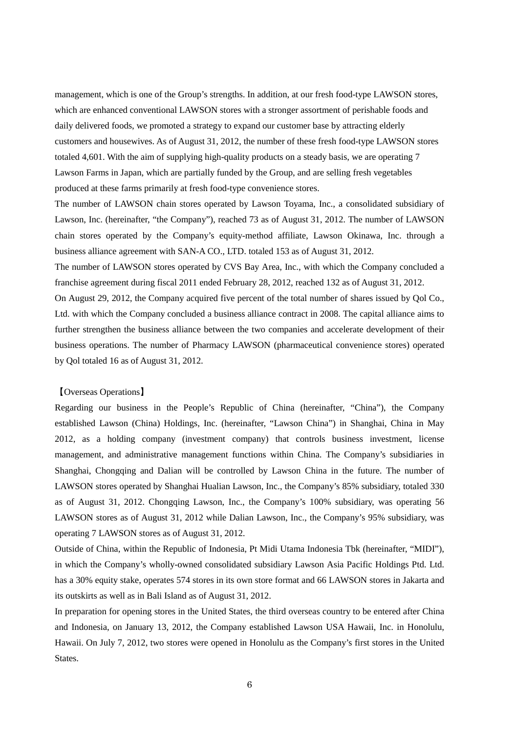management, which is one of the Group's strengths. In addition, at our fresh food-type LAWSON stores, which are enhanced conventional LAWSON stores with a stronger assortment of perishable foods and daily delivered foods, we promoted a strategy to expand our customer base by attracting elderly customers and housewives. As of August 31, 2012, the number of these fresh food-type LAWSON stores totaled 4,601. With the aim of supplying high-quality products on a steady basis, we are operating 7 Lawson Farms in Japan, which are partially funded by the Group, and are selling fresh vegetables produced at these farms primarily at fresh food-type convenience stores.

The number of LAWSON chain stores operated by Lawson Toyama, Inc., a consolidated subsidiary of Lawson, Inc. (hereinafter, "the Company"), reached 73 as of August 31, 2012. The number of LAWSON chain stores operated by the Company's equity-method affiliate, Lawson Okinawa, Inc. through a business alliance agreement with SAN-A CO., LTD. totaled 153 as of August 31, 2012.

The number of LAWSON stores operated by CVS Bay Area, Inc., with which the Company concluded a franchise agreement during fiscal 2011 ended February 28, 2012, reached 132 as of August 31, 2012.

On August 29, 2012, the Company acquired five percent of the total number of shares issued by Qol Co., Ltd. with which the Company concluded a business alliance contract in 2008. The capital alliance aims to further strengthen the business alliance between the two companies and accelerate development of their business operations. The number of Pharmacy LAWSON (pharmaceutical convenience stores) operated by Qol totaled 16 as of August 31, 2012.

【Overseas Operations】

Regarding our business in the People's Republic of China (hereinafter, "China"), the Company established Lawson (China) Holdings, Inc. (hereinafter, "Lawson China") in Shanghai, China in May 2012, as a holding company (investment company) that controls business investment, license management, and administrative management functions within China. The Company's subsidiaries in Shanghai, Chongqing and Dalian will be controlled by Lawson China in the future. The number of LAWSON stores operated by Shanghai Hualian Lawson, Inc., the Company's 85% subsidiary, totaled 330 as of August 31, 2012. Chongqing Lawson, Inc., the Company's 100% subsidiary, was operating 56 LAWSON stores as of August 31, 2012 while Dalian Lawson, Inc., the Company's 95% subsidiary, was operating 7 LAWSON stores as of August 31, 2012.

Outside of China, within the Republic of Indonesia, Pt Midi Utama Indonesia Tbk (hereinafter, "MIDI"), in which the Company's wholly-owned consolidated subsidiary Lawson Asia Pacific Holdings Ptd. Ltd. has a 30% equity stake, operates 574 stores in its own store format and 66 LAWSON stores in Jakarta and its outskirts as well as in Bali Island as of August 31, 2012.

In preparation for opening stores in the United States, the third overseas country to be entered after China and Indonesia, on January 13, 2012, the Company established Lawson USA Hawaii, Inc. in Honolulu, Hawaii. On July 7, 2012, two stores were opened in Honolulu as the Company's first stores in the United States.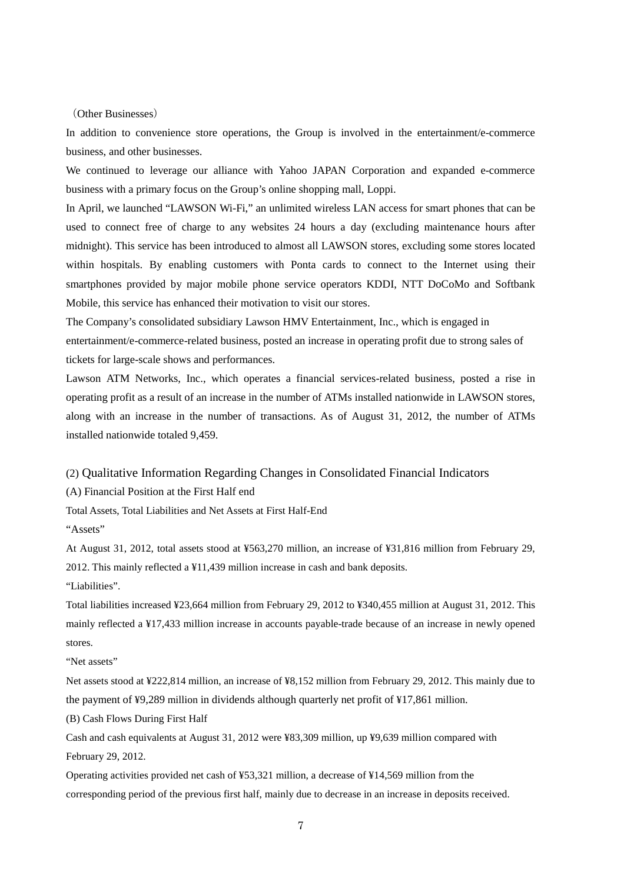（Other Businesses）

In addition to convenience store operations, the Group is involved in the entertainment/e-commerce business, and other businesses.

We continued to leverage our alliance with Yahoo JAPAN Corporation and expanded e-commerce business with a primary focus on the Group’s online shopping mall, Loppi.

In April, we launched “LAWSON Wi-Fi,” an unlimited wireless LAN access for smart phones that can be used to connect free of charge to any websites 24 hours a day (excluding maintenance hours after midnight). This service has been introduced to almost all LAWSON stores, excluding some stores located within hospitals. By enabling customers with Ponta cards to connect to the Internet using their smartphones provided by major mobile phone service operators KDDI, NTT DoCoMo and Softbank Mobile, this service has enhanced their motivation to visit our stores.

The Company’s consolidated subsidiary Lawson HMV Entertainment, Inc., which is engaged in entertainment/e-commerce-related business, posted an increase in operating profit due to strong sales of tickets for large-scale shows and performances.

Lawson ATM Networks, Inc., which operates a financial services-related business, posted a rise in operating profit as a result of an increase in the number of ATMs installed nationwide in LAWSON stores, along with an increase in the number of transactions. As of August 31, 2012, the number of ATMs installed nationwide totaled 9,459.

## (2) Qualitative Information Regarding Changes in Consolidated Financial Indicators

(A) Financial Position at the First Half end

Total Assets, Total Liabilities and Net Assets at First Half-End

“Assets”

At August 31, 2012, total assets stood at ¥563,270 million, an increase of ¥31,816 million from February 29, 2012. This mainly reflected a ¥11,439 million increase in cash and bank deposits.

“Liabilities”.

Total liabilities increased ¥23,664 million from February 29, 2012 to ¥340,455 million at August 31, 2012. This mainly reflected a ¥17,433 million increase in accounts payable-trade because of an increase in newly opened stores.

“Net assets”

Net assets stood at ¥222,814 million, an increase of ¥8,152 million from February 29, 2012. This mainly due to the payment of ¥9,289 million in dividends although quarterly net profit of ¥17,861 million.

(B) Cash Flows During First Half

Cash and cash equivalents at August 31, 2012 were ¥83,309 million, up ¥9,639 million compared with February 29, 2012.

Operating activities provided net cash of ¥53,321 million, a decrease of ¥14,569 million from the corresponding period of the previous first half, mainly due to decrease in an increase in deposits received.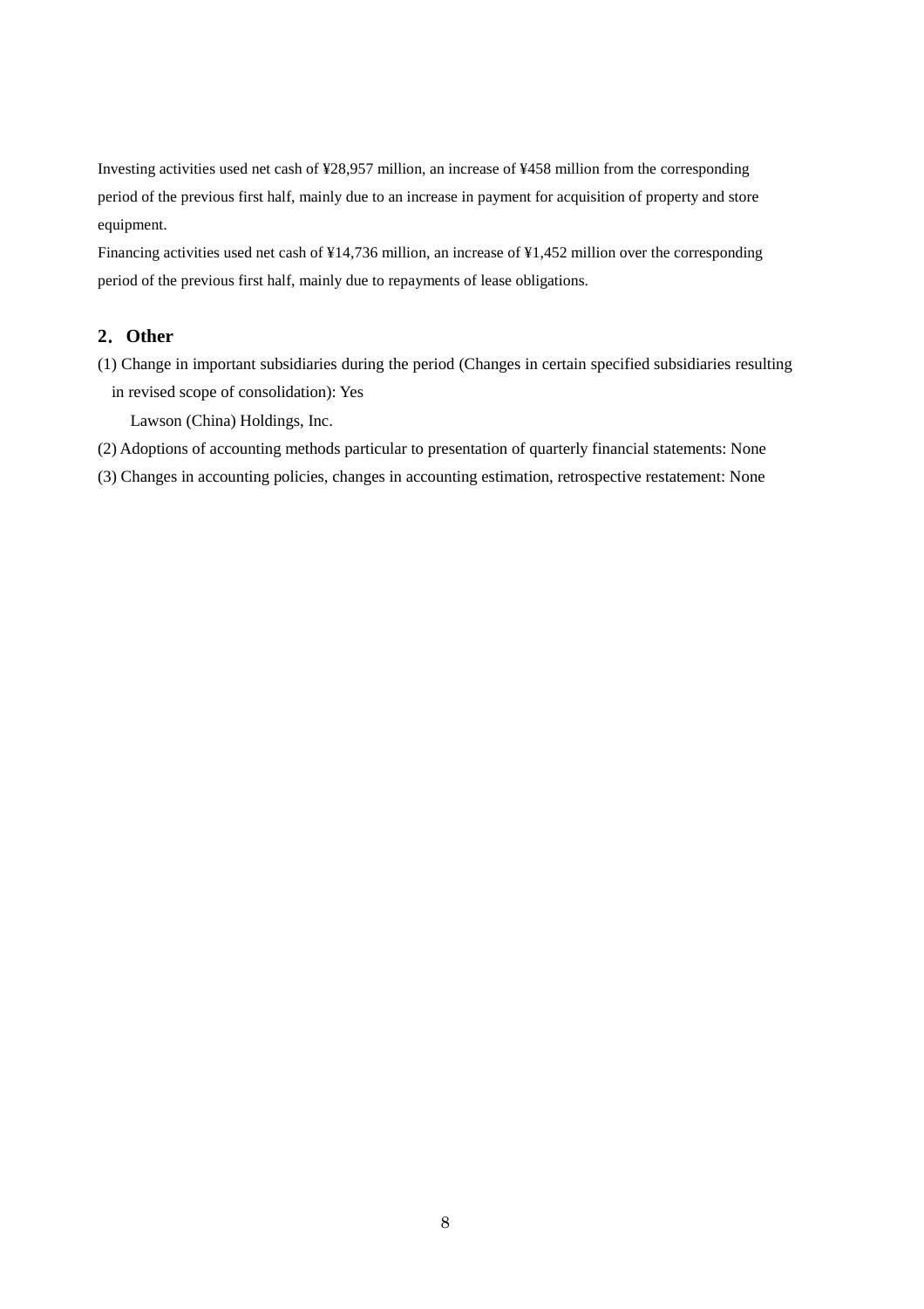Investing activities used net cash of ¥28,957 million, an increase of ¥458 million from the corresponding period of the previous first half, mainly due to an increase in payment for acquisition of property and store equipment.

Financing activities used net cash of ¥14,736 million, an increase of ¥1,452 million over the corresponding period of the previous first half, mainly due to repayments of lease obligations.

## 2. Other

(1) Change in important subsidiaries during the period (Changes in certain specified subsidiaries resulting in revised scope of consolidation): Yes

Lawson (China) Holdings, Inc.

(2) Adoptions of accounting methods particular to presentation of quarterly financial statements: None

(3) Changes in accounting policies, changes in accounting estimation, retrospective restatement: None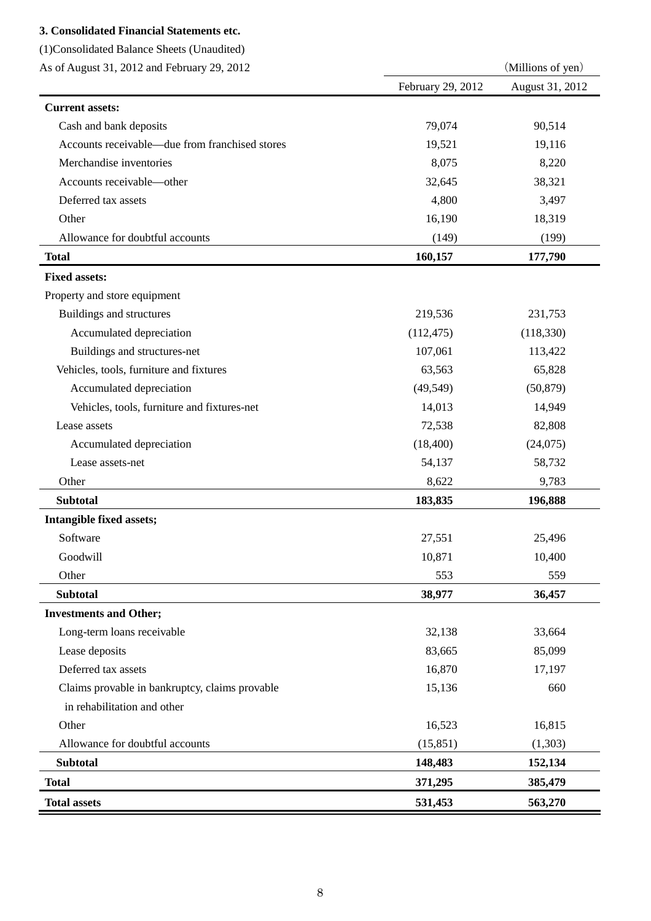### 3. Consolidated Financial Statements etc.

(1)Consolidated Balance Sheets (Unaudited)

As of August 31, 2012 and February 29, 2012

| (Millions of yen) | February 29, 2012 | August 31, 2012 |
|---|---|---|
| **Current assets:** | | |
| Cash and bank deposits | 79,074 | 90,514 |
| Accounts receivable—due from franchised stores | 19,521 | 19,116 |
| Merchandise inventories | 8,075 | 8,220 |
| Accounts receivable—other | 32,645 | 38,321 |
| Deferred tax assets | 4,800 | 3,497 |
| Other | 16,190 | 18,319 |
| Allowance for doubtful accounts | (149) | (199) |
| **Total** | **160,157** | **177,790** |
| **Fixed assets:** | | |
| Property and store equipment | | |
| Buildings and structures | 219,536 | 231,753 |
| Accumulated depreciation | (112,475) | (118,330) |
| Buildings and structures-net | 107,061 | 113,422 |
| Vehicles, tools, furniture and fixtures | 63,563 | 65,828 |
| Accumulated depreciation | (49,549) | (50,879) |
| Vehicles, tools, furniture and fixtures-net | 14,013 | 14,949 |
| Lease assets | 72,538 | 82,808 |
| Accumulated depreciation | (18,400) | (24,075) |
| Lease assets-net | 54,137 | 58,732 |
| Other | 8,622 | 9,783 |
| **Subtotal** | **183,835** | **196,888** |
| **Intangible fixed assets;** | | |
| Software | 27,551 | 25,496 |
| Goodwill | 10,871 | 10,400 |
| Other | 553 | 559 |
| **Subtotal** | **38,977** | **36,457** |
| **Investments and Other;** | | |
| Long-term loans receivable | 32,138 | 33,664 |
| Lease deposits | 83,665 | 85,099 |
| Deferred tax assets | 16,870 | 17,197 |
| Claims provable in bankruptcy, claims provable in rehabilitation and other | 15,136 | 660 |
| Other | 16,523 | 16,815 |
| Allowance for doubtful accounts | (15,851) | (1,303) |
| **Subtotal** | **148,483** | **152,134** |
| **Total** | **371,295** | **385,479** |
| **Total assets** | **531,453** | **563,270** |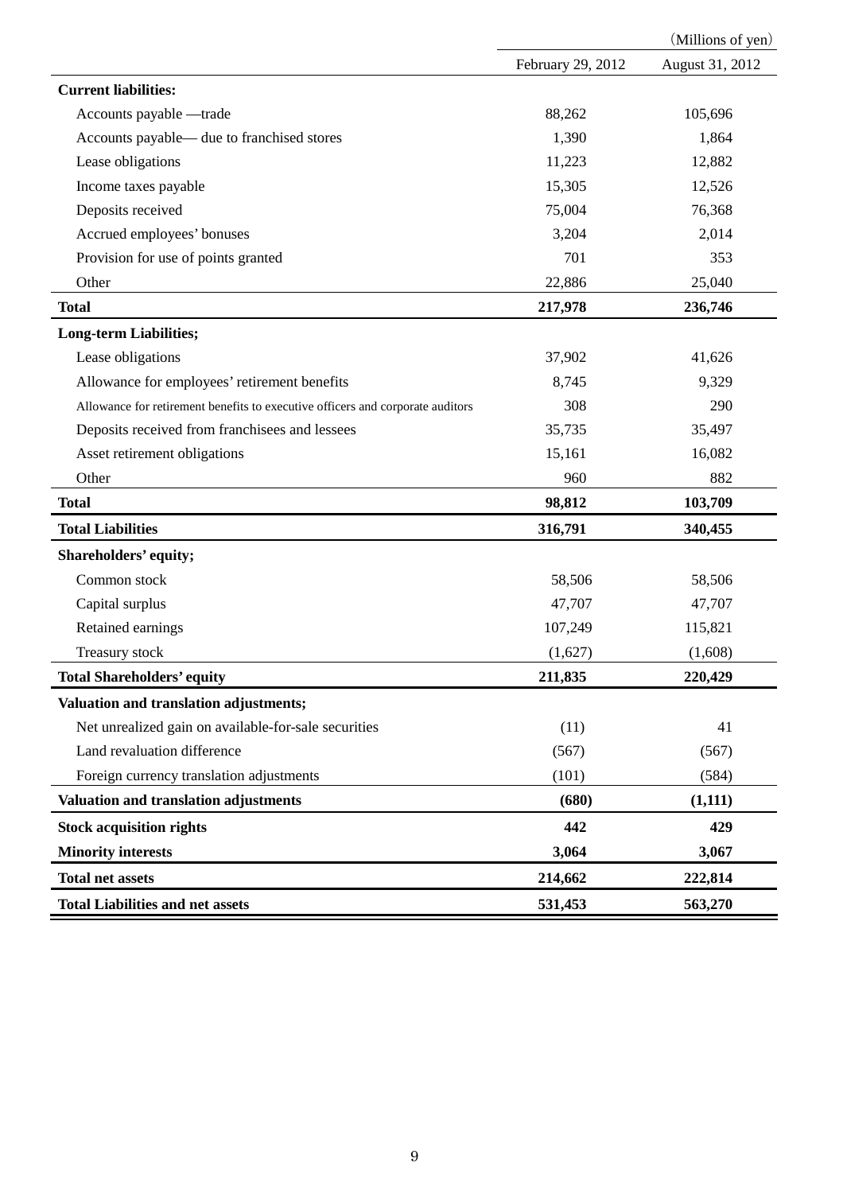(Millions of yen)

| | February 29, 2012 | August 31, 2012 |
|---|---|---|
| **Current liabilities:** | | |
| Accounts payable —trade | 88,262 | 105,696 |
| Accounts payable— due to franchised stores | 1,390 | 1,864 |
| Lease obligations | 11,223 | 12,882 |
| Income taxes payable | 15,305 | 12,526 |
| Deposits received | 75,004 | 76,368 |
| Accrued employees' bonuses | 3,204 | 2,014 |
| Provision for use of points granted | 701 | 353 |
| Other | 22,886 | 25,040 |
| **Total** | **217,978** | **236,746** |
| **Long-term Liabilities;** | | |
| Lease obligations | 37,902 | 41,626 |
| Allowance for employees' retirement benefits | 8,745 | 9,329 |
| Allowance for retirement benefits to executive officers and corporate auditors | 308 | 290 |
| Deposits received from franchisees and lessees | 35,735 | 35,497 |
| Asset retirement obligations | 15,161 | 16,082 |
| Other | 960 | 882 |
| **Total** | **98,812** | **103,709** |
| **Total Liabilities** | **316,791** | **340,455** |
| **Shareholders' equity;** | | |
| Common stock | 58,506 | 58,506 |
| Capital surplus | 47,707 | 47,707 |
| Retained earnings | 107,249 | 115,821 |
| Treasury stock | (1,627) | (1,608) |
| **Total Shareholders' equity** | **211,835** | **220,429** |
| **Valuation and translation adjustments;** | | |
| Net unrealized gain on available-for-sale securities | (11) | 41 |
| Land revaluation difference | (567) | (567) |
| Foreign currency translation adjustments | (101) | (584) |
| **Valuation and translation adjustments** | **(680)** | **(1,111)** |
| **Stock acquisition rights** | **442** | **429** |
| **Minority interests** | **3,064** | **3,067** |
| **Total net assets** | **214,662** | **222,814** |
| **Total Liabilities and net assets** | **531,453** | **563,270** |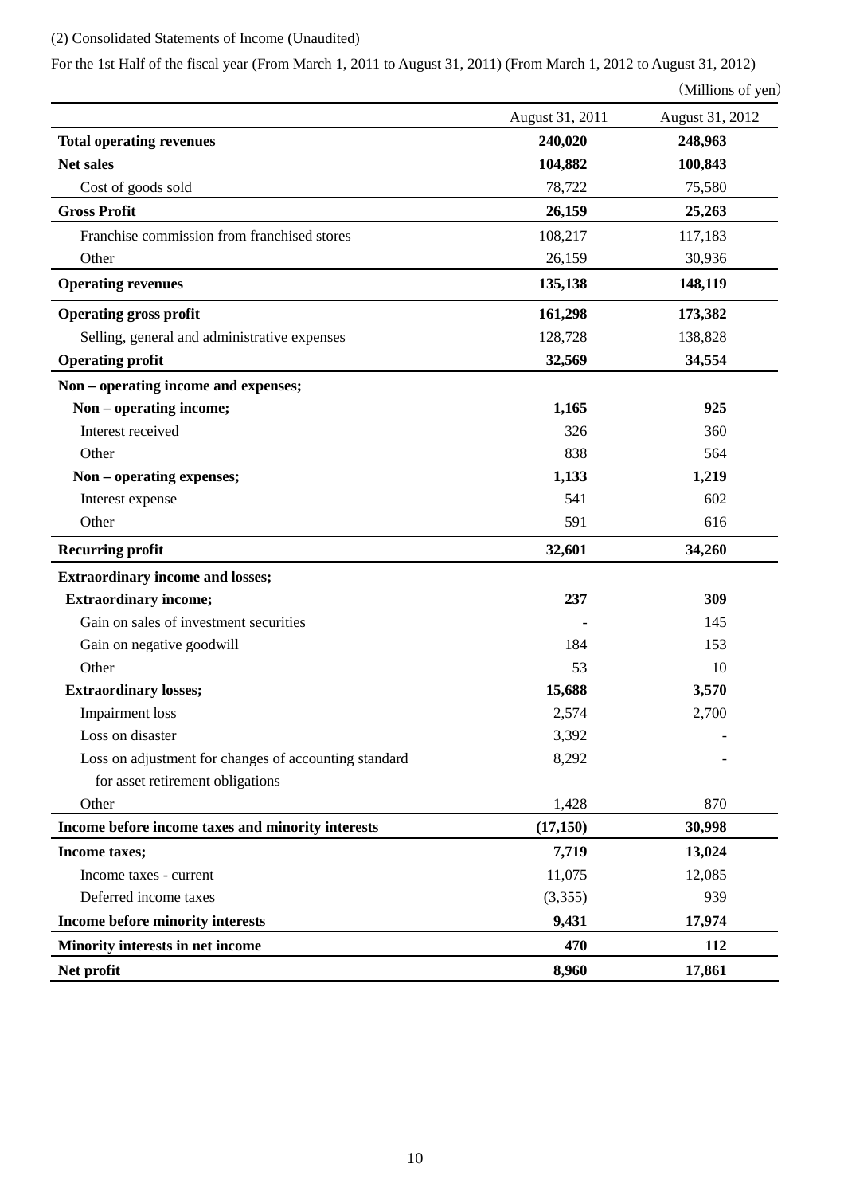(2) Consolidated Statements of Income (Unaudited)

For the 1st Half of the fiscal year (From March 1, 2011 to August 31, 2011) (From March 1, 2012 to August 31, 2012)

（Millions of yen）

| | August 31, 2011 | August 31, 2012 |
|---|---|---|
| **Total operating revenues** | **240,020** | **248,963** |
| **Net sales** | **104,882** | **100,843** |
| Cost of goods sold | 78,722 | 75,580 |
| **Gross Profit** | **26,159** | **25,263** |
| Franchise commission from franchised stores | 108,217 | 117,183 |
| Other | 26,159 | 30,936 |
| **Operating revenues** | **135,138** | **148,119** |
| **Operating gross profit** | **161,298** | **173,382** |
| Selling, general and administrative expenses | 128,728 | 138,828 |
| **Operating profit** | **32,569** | **34,554** |
| **Non – operating income and expenses;** | | |
| **Non – operating income;** | **1,165** | **925** |
| Interest received | 326 | 360 |
| Other | 838 | 564 |
| **Non – operating expenses;** | **1,133** | **1,219** |
| Interest expense | 541 | 602 |
| Other | 591 | 616 |
| **Recurring profit** | **32,601** | **34,260** |
| **Extraordinary income and losses;** | | |
| **Extraordinary income;** | **237** | **309** |
| Gain on sales of investment securities | - | 145 |
| Gain on negative goodwill | 184 | 153 |
| Other | 53 | 10 |
| **Extraordinary losses;** | **15,688** | **3,570** |
| Impairment loss | 2,574 | 2,700 |
| Loss on disaster | 3,392 | - |
| Loss on adjustment for changes of accounting standard for asset retirement obligations | 8,292 | - |
| Other | 1,428 | 870 |
| **Income before income taxes and minority interests** | **(17,150)** | **30,998** |
| **Income taxes;** | **7,719** | **13,024** |
| Income taxes - current | 11,075 | 12,085 |
| Deferred income taxes | (3,355) | 939 |
| **Income before minority interests** | **9,431** | **17,974** |
| **Minority interests in net income** | **470** | **112** |
| **Net profit** | **8,960** | **17,861** |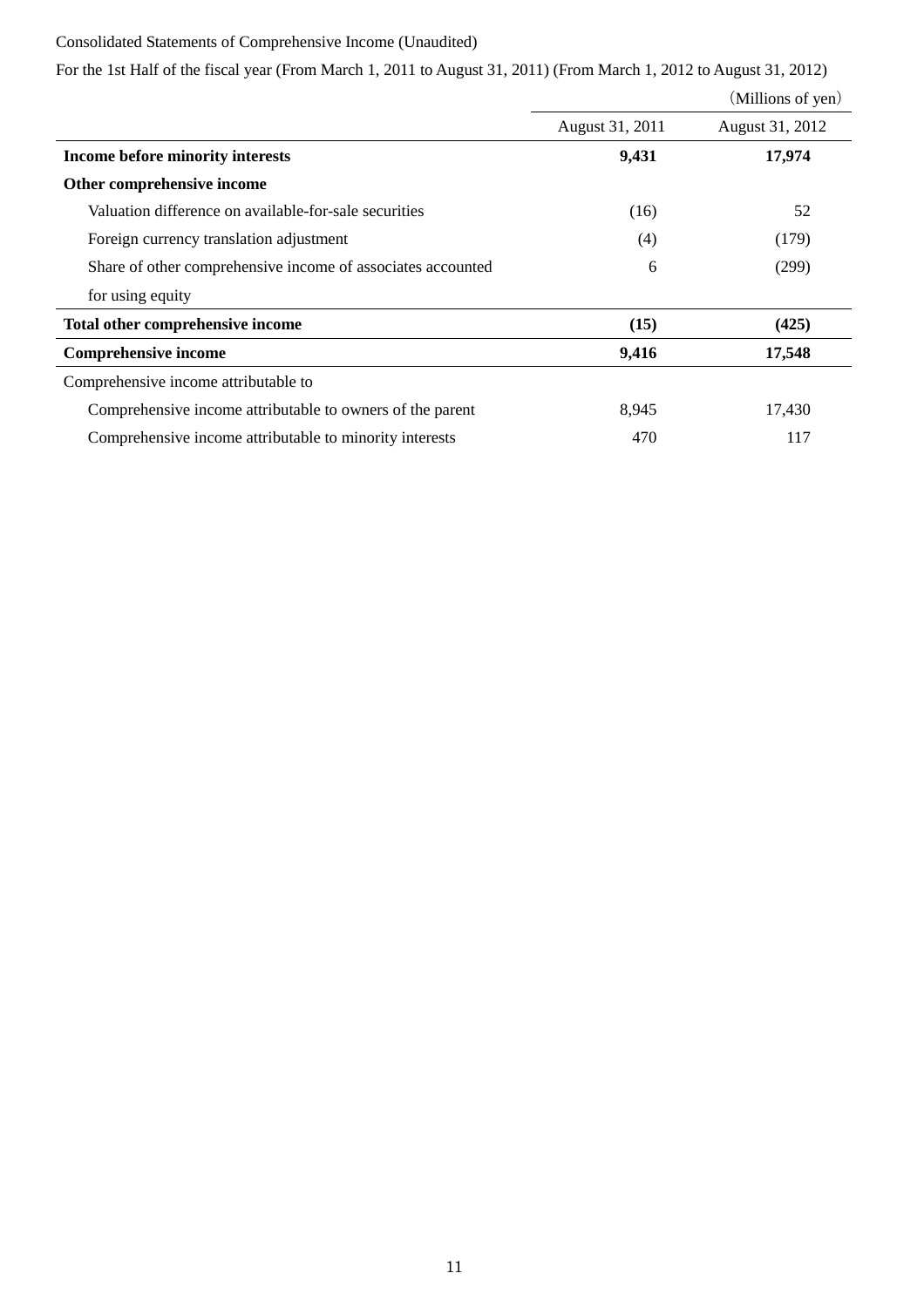Consolidated Statements of Comprehensive Income (Unaudited)

For the 1st Half of the fiscal year (From March 1, 2011 to August 31, 2011) (From March 1, 2012 to August 31, 2012)

（Millions of yen）

| | August 31, 2011 | August 31, 2012 |
|---|---|---|
| **Income before minority interests** | **9,431** | **17,974** |
| **Other comprehensive income** | | |
| Valuation difference on available-for-sale securities | (16) | 52 |
| Foreign currency translation adjustment | (4) | (179) |
| Share of other comprehensive income of associates accounted for using equity | 6 | (299) |
| **Total other comprehensive income** | **(15)** | **(425)** |
| **Comprehensive income** | **9,416** | **17,548** |
| Comprehensive income attributable to | | |
| Comprehensive income attributable to owners of the parent | 8,945 | 17,430 |
| Comprehensive income attributable to minority interests | 470 | 117 |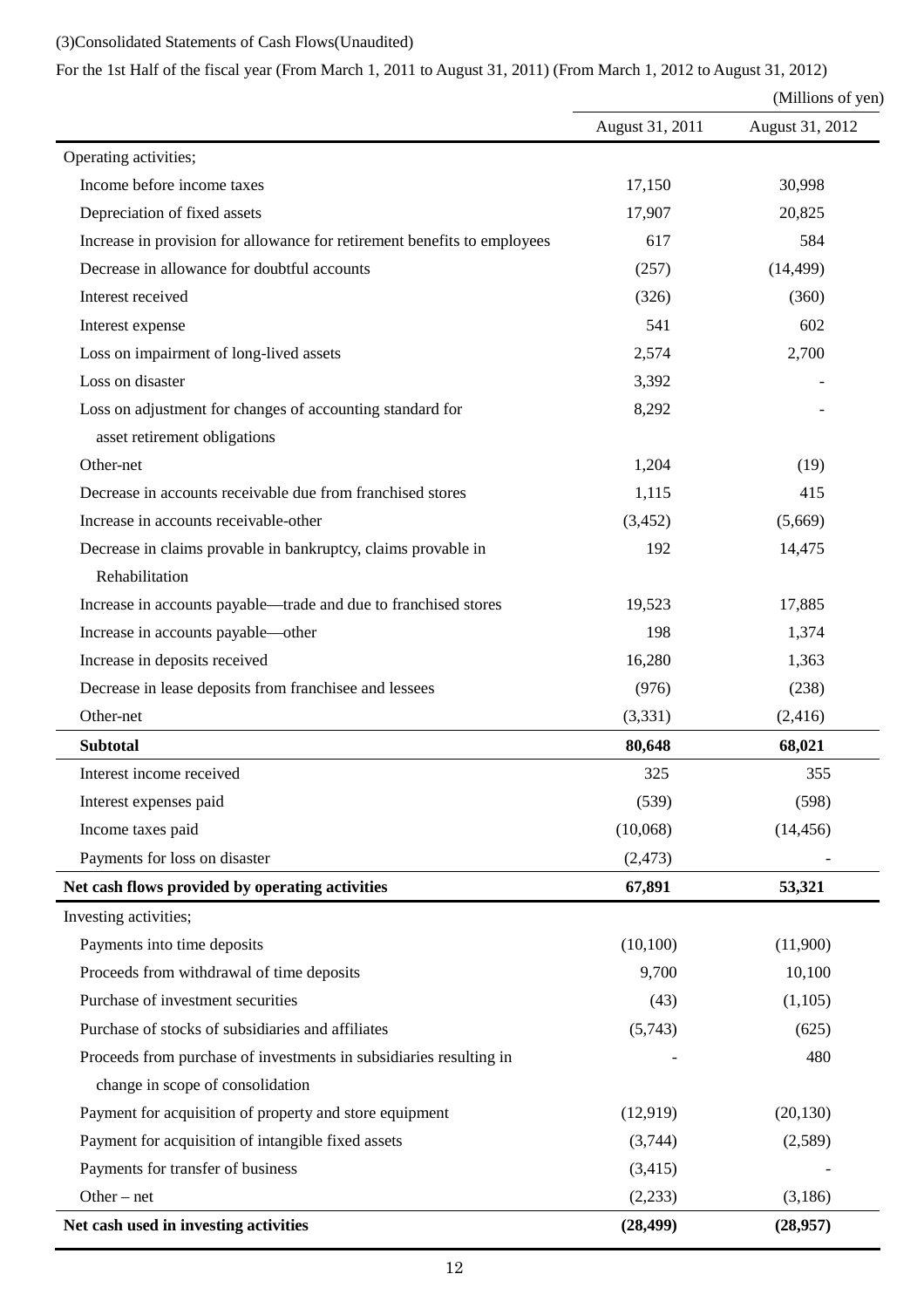(3)Consolidated Statements of Cash Flows(Unaudited)

For the 1st Half of the fiscal year (From March 1, 2011 to August 31, 2011) (From March 1, 2012 to August 31, 2012)

(Millions of yen)

| | August 31, 2011 | August 31, 2012 |
|---|---|---|
| Operating activities; | | |
| Income before income taxes | 17,150 | 30,998 |
| Depreciation of fixed assets | 17,907 | 20,825 |
| Increase in provision for allowance for retirement benefits to employees | 617 | 584 |
| Decrease in allowance for doubtful accounts | (257) | (14,499) |
| Interest received | (326) | (360) |
| Interest expense | 541 | 602 |
| Loss on impairment of long-lived assets | 2,574 | 2,700 |
| Loss on disaster | 3,392 | - |
| Loss on adjustment for changes of accounting standard for asset retirement obligations | 8,292 | - |
| Other-net | 1,204 | (19) |
| Decrease in accounts receivable due from franchised stores | 1,115 | 415 |
| Increase in accounts receivable-other | (3,452) | (5,669) |
| Decrease in claims provable in bankruptcy, claims provable in Rehabilitation | 192 | 14,475 |
| Increase in accounts payable—trade and due to franchised stores | 19,523 | 17,885 |
| Increase in accounts payable—other | 198 | 1,374 |
| Increase in deposits received | 16,280 | 1,363 |
| Decrease in lease deposits from franchisee and lessees | (976) | (238) |
| Other-net | (3,331) | (2,416) |
| **Subtotal** | **80,648** | **68,021** |
| Interest income received | 325 | 355 |
| Interest expenses paid | (539) | (598) |
| Income taxes paid | (10,068) | (14,456) |
| Payments for loss on disaster | (2,473) | - |
| **Net cash flows provided by operating activities** | **67,891** | **53,321** |
| Investing activities; | | |
| Payments into time deposits | (10,100) | (11,900) |
| Proceeds from withdrawal of time deposits | 9,700 | 10,100 |
| Purchase of investment securities | (43) | (1,105) |
| Purchase of stocks of subsidiaries and affiliates | (5,743) | (625) |
| Proceeds from purchase of investments in subsidiaries resulting in change in scope of consolidation | - | 480 |
| Payment for acquisition of property and store equipment | (12,919) | (20,130) |
| Payment for acquisition of intangible fixed assets | (3,744) | (2,589) |
| Payments for transfer of business | (3,415) | - |
| Other – net | (2,233) | (3,186) |
| **Net cash used in investing activities** | **(28,499)** | **(28,957)** |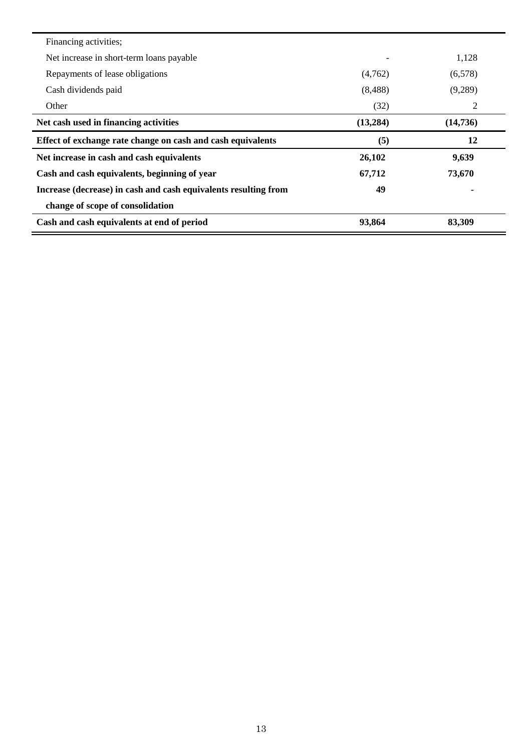| | | |
|---|---|---|
| Financing activities; | | |
| Net increase in short-term loans payable | - | 1,128 |
| Repayments of lease obligations | (4,762) | (6,578) |
| Cash dividends paid | (8,488) | (9,289) |
| Other | (32) | 2 |
| **Net cash used in financing activities** | **(13,284)** | **(14,736)** |
| **Effect of exchange rate change on cash and cash equivalents** | **(5)** | **12** |
| **Net increase in cash and cash equivalents** | **26,102** | **9,639** |
| **Cash and cash equivalents, beginning of year** | **67,712** | **73,670** |
| **Increase (decrease) in cash and cash equivalents resulting from change of scope of consolidation** | **49** | **-** |
| **Cash and cash equivalents at end of period** | **93,864** | **83,309** |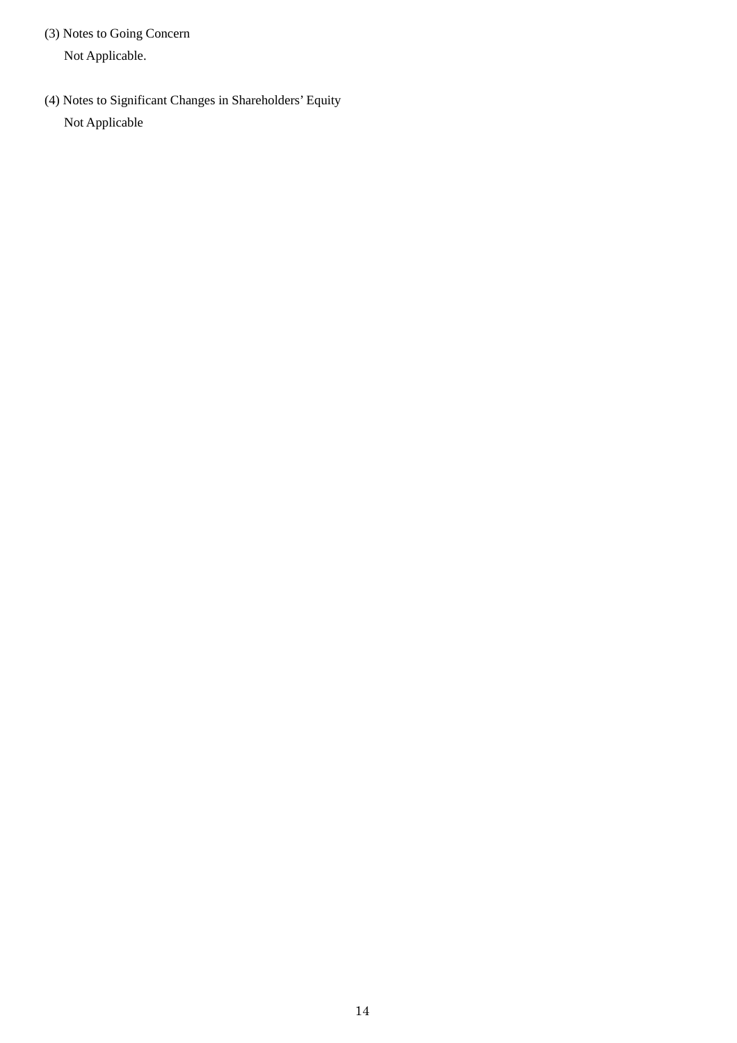(3) Notes to Going Concern

Not Applicable.

(4) Notes to Significant Changes in Shareholders' Equity

Not Applicable